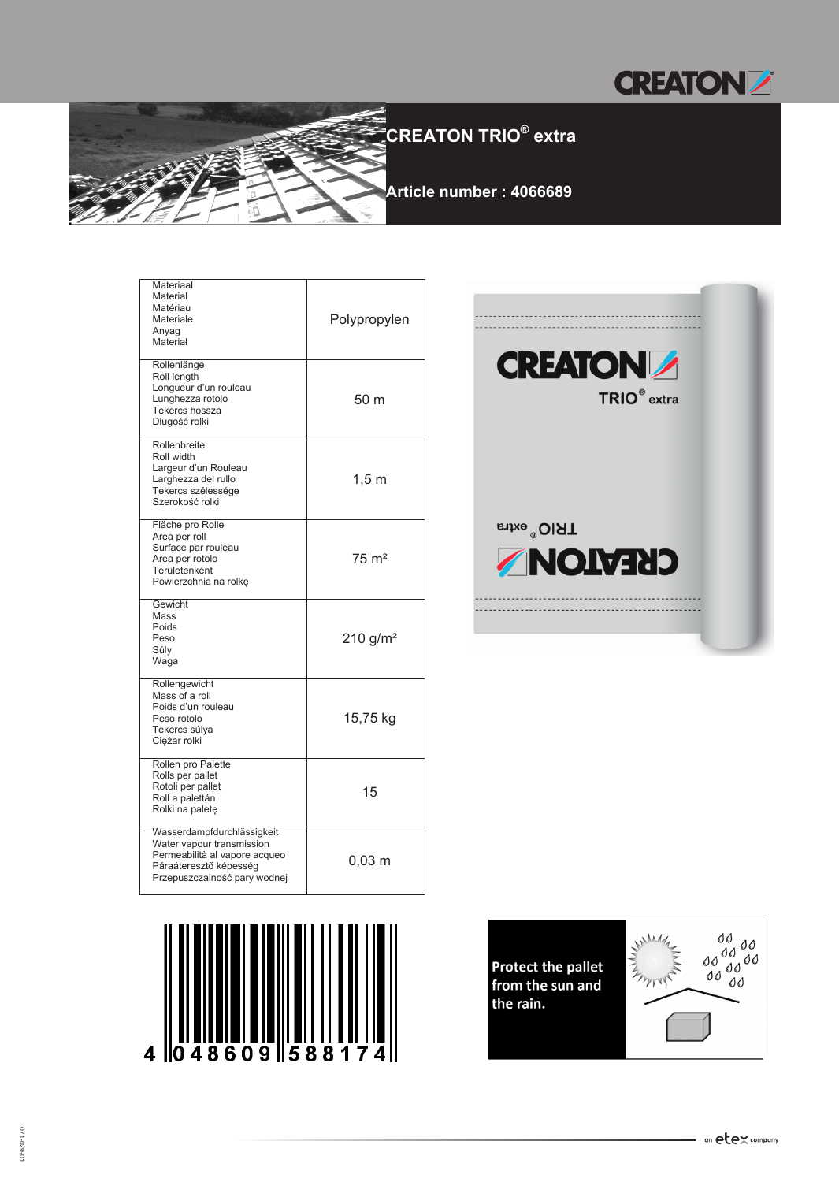# CREATON TRIO® extra

**Article number : 4066689**

| | |
|---|---|
| Materiaal<br>Material<br>Matériau<br>Materiale<br>Anyag<br>Materiał | Polypropylen |
| Rollenlänge<br>Roll length<br>Longueur d'un rouleau<br>Lunghezza rotolo<br>Tekercs hossza<br>Długość rolki | 50 m |
| Rollenbreite<br>Roll width<br>Largeur d'un Rouleau<br>Larghezza del rullo<br>Tekercs szélessége<br>Szerokość rolki | 1,5 m |
| Fläche pro Rolle<br>Area per roll<br>Surface par rouleau<br>Area per rotolo<br>Területenként<br>Powierzchnia na rolkę | 75 m² |
| Gewicht<br>Mass<br>Poids<br>Peso<br>Súly<br>Waga | 210 g/m² |
| Rollengewicht<br>Mass of a roll<br>Poids d'un rouleau<br>Peso rotolo<br>Tekercs súlya<br>Ciężar rolki | 15,75 kg |
| Rollen pro Palette<br>Rolls per pallet<br>Rotoli per pallet<br>Roll a palettán<br>Rolki na paletę | 15 |
| Wasserdampfdurchlässigkeit<br>Water vapour transmission<br>Permeabilità al vapore acqueo<br>Páraáteresztő képesség<br>Przepuszczalność pary wodnej | 0,03 m |

4 048609 588174

**Protect the pallet from the sun and the rain.**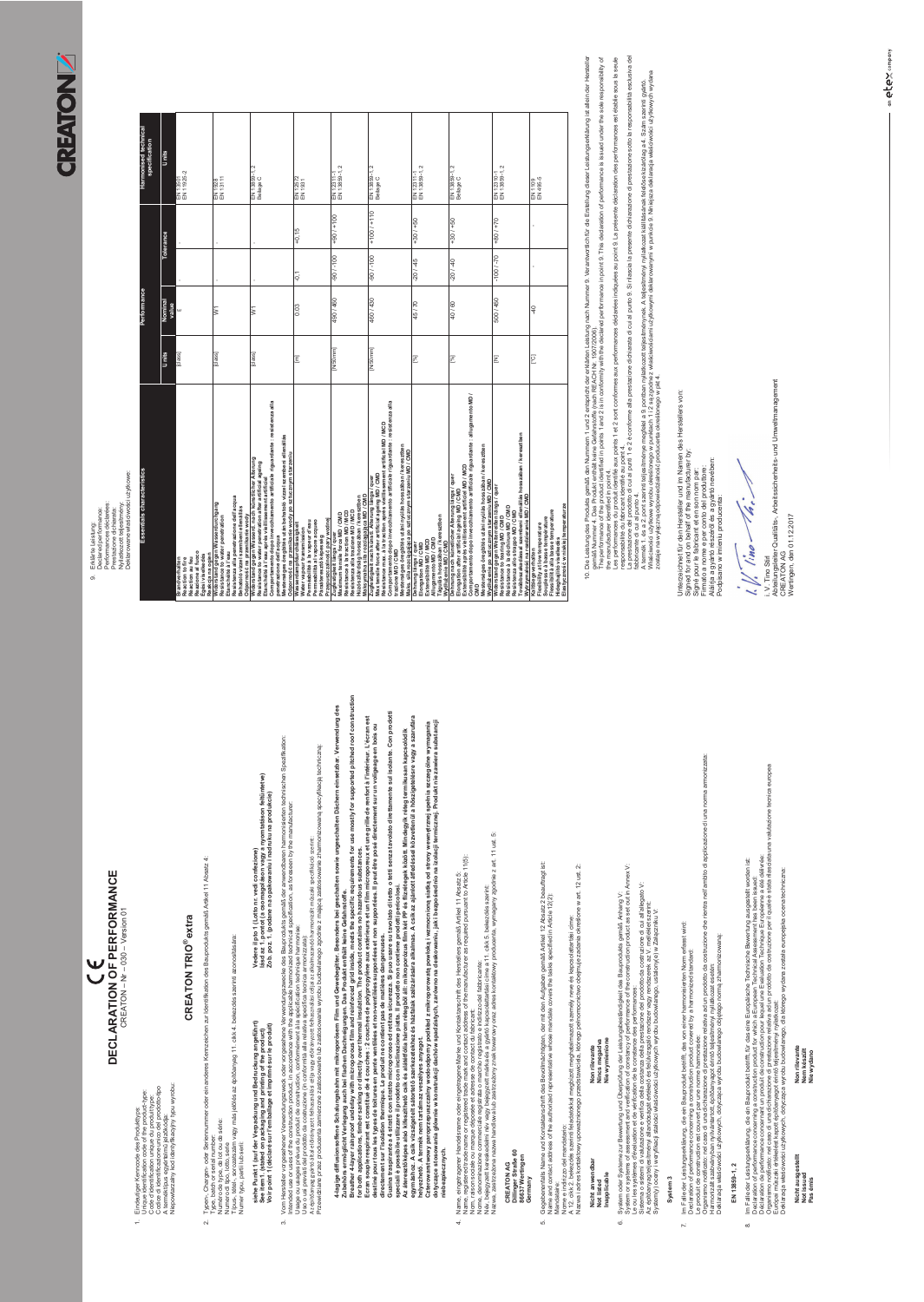# DECLARATION OF PERFORMANCE

CRETON – Nr – 030 – Version 01

## CREATON TRIO® extra

1. Eindeutiger Kenncode des Produkttyps:
Unique identification code of the product-type:
Code d'identification unique du produit type:
Codice di identificazione unico del prodotto-tipo:
A terméktípus egyedi azonosító kódja:
Niepowtarzalny kod identyfikacyjny typu wyrobu:

2. Typen-, Chargen- oder Seriennummer oder ein anderes Kennzeichen zur Identifikation des Bauprodukts gemäß Artikel 11 Absatz 4:
Type, batch or serial number:
Numéro de type, de lot ou de série:
Numero di tipo, lotto, serie:
Típus, tétel-, sorozatszám vagy más jelölés az építőanyag 11. cikk 4. bekezdés szerint azonosítására:
Numer typu, partii lub serii:

**siehe Punkt 1 (auf der Verpackung und Bedruckung angeführt)** — **Vedere il pto 1 (Lotto in vedi confezione)**
**See item 1, (stated on packaging and printing of the product)** — **lásd az 1. pontot (a csomagoláson vagy a nyomtatáson feltüntetve)**
**Voir point 1 (déclaré sur l'emballage et imprimé sur le produit)** — **Zob. poz. 1. (podane na opakowaniu i nadruku na produkcie)**

3. Vom Hersteller vorgesehener Verwendungszweck oder vorgesehene Verwendungszwecke des Bauprodukts gemäß der anwendbaren harmonisierten technischen Spezifikation:
Intended use or uses of the construction product, in accordance with the applicable harmonised technical specification, as foreseen by the manufacturer:
Usage ou usages prévus du produit de construction, conformément à la spécification technique harmonisée:
Uso o usi previsti del prodotto da costruzione, conformemente alla relativa specifica tecnica armonizzata:
A gyártó által előirányzott felhasználási cél vagy célok, az alkalmazandó harmonizált műszaki specifikáció szerint:
Przewidziane przez producenta zamierzone zastosowanie lub zastosowania wyrobu budowlanego zgodnie z mającą zastosowanie zharmonizowaną specyfikacją techniczną:

**4-lagige diffusionsoffene Schalungsbahn mit mikroporösem Film und Gewebegitter. Besonders bei geschalten sowie ungeschalten Dächern einsetzbar. Verwendung des Zubehörs ermöglicht Verlegung auch bei flachen Dachneigungen. Das Produkt enthält keine Gefahrstoffe.**
**Breathable 4 layer sarking membrane with microporous film and reinforced grid inside, meets the highest requirements for use mostly for supported pitched roof construction for both applications, timber sarking or directly over thermal insulation. The product contains no hazardous substances.**
**Écran souple respirant est constitué de 4 couches: 2 couches de polypropylène aux extérieurs et un film microporeux et une grille de renfort à l'intérieur. L'écran est destiné à tous les types de toitures en pente ventilées et non-ventilées supportées. Il peut être posé directement sur un voligeage en bois ou directement sur l'isolation thermique. Le produit ne contient pas de matières dangereuses.**
**Guaina traspirante a 4 strati con strato microporoso ed retina sicurezza. Si può usare su tavolato di tetto o tetti senza tavolato direttamente sul isolante. Con prodotti speciali accessori ne è possibile la installazione anche su tetti con inclinazione molto ridotta. Il prodotto non contiene prodotti pericolosi.**
**Az ökoszisztémákat nem károsító 4 rétegű alátét membrán.. Alkalmazható deszkázatra és hőszigetelés nélküli tetőhöz is. Egyedi azonosító kód: mikroporózus film közé PP és fóliaréteggel. A cikk az ajánlott alkalmazásoknak megfelel...**
**Czterowarstwowy paroprzepuszczalny wodoodporny podkład z mikroporowatą powłoką i wzmocnioną siatką od strony wewnętrznej spełnia najwyższe wymagania dotyczące zastosowania głównie w konstrukcji dachów spadzistych, zarówno na deskowaniu, jak i bezpośrednio na izolacji termicznej. Produkt nie zawiera substancji niebezpiecznych.**

4. Name, eingetragener Handelsname oder eingetragene Marke und Kontaktanschrift des Herstellers gemäß Artikel 11 Absatz 5:
Name, registered trade name or registered trade mark and contact address of the manufacturer as required pursuant to Article 11(5):
Nom, raison sociale ou marque déposée et adresse de contact du fabricant:
Nome, denominazione commerciale registrata o marchio registrato e indirizzo del fabbricante:
Név, bejegyzett kereskedelmi név vagy bejegyzett márka és a gyártó kapcsolattartási címe a 11. cikk 5. bekezdése szerint:
Nazwa, zastrzeżona nazwa handlowa lub zastrzeżony znak towarowy oraz adres kontaktowy producenta, wymagany zgodnie z art. 11 ust. 5:

**CREATON AG**
**Dillinger Straße 60**
**86637 Wertingen**
**Germany**

5. Gegebenenfalls Name und Kontaktanschrift des Bevollmächtigten, der mit den Aufgaben gemäß Artikel 12 Absatz 2 beauftragt ist:
Where applicable, name and contact address of the authorized representative whose mandate covers the tasks specified in Article 12(2):
Nom et adresse du mandataire:
Nome e indirizzo del mandatario:
A 12. cikk 2. bekezdése szerint feladatokkal megbízott meghatalmazott személy neve és kapcsolattartási címe:
Nazwa i adres kontaktowy upoważnionego przedstawiciela, którego pełnomocnictwo obejmuje zadania określone w art. 12 ust. 2:

**Nicht anwendbar** — **Non rilevante**
**Not listed** — **Nincs megadva**
**Inapplicable** — **Nie wymienione**

6. System oder Systeme zur Bewertung und Überprüfung der Leistungsbeständigkeit des Bauprodukts gemäß Anhang V:
System or systems of assessment and verification of constancy of performance of the construction product as set out in Annex V:
Le ou les systèmes d'évaluation et de vérification de la constance des performances:
Sistema o sistemi di valutazione e verifica della costanza della prestazione del prodotto da costruzione di cui all'allegato V:
Az építőanyag teljesítmény állandóságát értékelő és felülvizsgáló rendszer vagy rendszerek az V. melléklet szerint:
System(y) oceny i weryfikacji stałości właściwości użytkowych wyrobu budowlanego, określony(e) w Załączniku V:

**System 3**

7. Im Falle der Leistungserklärung, die ein Bauprodukt betrifft, für das eine harmonisierte Norm erlassen wird:
Declaration of performance concerning a construction product covered by a harmonised standard:
Le produit de construction est couvert par une norme harmonisée:
Organismo notificato: nel caso di una dichiarazione di prestazione relativa ad un prodotto da costruzione che rientra nell'ambito di applicazione di una norma armonizzata:
Harmonizált szabványban nyilvántartott, építőanyagról szóló teljesítmény nyilatkozat esetén:
Deklaracja właściwości użytkowych, dotycząca wyrobu budowlanego objętego normą zharmonizowaną:

**EN 13859-1, 2**

8. Im Falle der Leistungserklärung, die ein Bauprodukt betrifft, für das eine Europäische Technische Bewertung ausgestellt worden ist:
Declaration of performance concerning a construction product for which a European Technical Assessment has been issued:
Déclaration des performances concernant un produit de construction pour lequel une Évaluation Technique Européenne a été délivrée:
Organismo notificato: nel caso di una dichiarazione di prestazione relativa ad un prodotto da costruzione per il quale è stata rilasciata una valutazione tecnica europea:
Európai műszaki értékelést kapott építőanyagról szóló teljesítmény nyilatkozat esetén:
Deklaracja właściwości użytkowych, dotycząca wyrobu budowlanego, dla którego wydana została europejska ocena techniczna:

**Nicht ausgestellt** — **Non rilevante**
**Not issued** — **Nem kiadott**
**Pas émis** — **Nie wydano**

9. Erklärte Leistung:
Declared performance:
Prestations déclarées:
Prestazione dichiarata:
Nyilatkozott teljesítmény:
Deklarowane właściwości użytkowe:

| Essential characteristics | Performance | | | Harmonised technical specification |
|---|---|---|---|---|
| | Units | Nominal value | Tolerance | Units |
| Brandverhalten / Reaction to fire / Réaction au feu / Reazione al fuoco / Égési viselkedés / Reakcja na ogień | [class] | E | | EN 13501, EN 11925-2 |
| Widerstand gegen Wasserdurchgang / Resistance to water penetration / Étanchéité à l'eau / Resistenza alla penetrazione dell'acqua / Beázással szembeni ellenállás / Odporność na przenikanie wody | [class] | W1 | - | EN 1928, EN 13111 |
| Widerstand gegen Wasserdurchgang nach künstlicher Alterung / Resistance to water penetration after artificial ageing / Étanchéité à l'eau après vieillissement artificiel / Comportamento dopo invecchiamento artificiale riguardante: resistenza alla penetrazione dell'acqua / Mesterséges öregítés utáni beázással szembeni ellenállás / Odporność na przenikanie wody po sztucznym starzeniu | [class] | W1 | - | EN 13859-1, 2 Beilage C |
| Wasserdampfdurchlässigkeit / Water vapour transmission / Perméabilité à la vapeur d'eau / Permeabilità al vapore acqueo / Páraáteresztő képesség / Przepuszczalność pary wodnej | [m] | 0.03 | -0.1 / +0.15 | EN 12572, EN 1931 |
| Zugfestigkeit längs / quer / Maximum tensile force MD / CMD / Résistance à la traction MD / CMD / Resistenza a trazione MD / CMD / Húzószilárdság hosszában / keresztben / Maksymalna siła rozciągająca MD / CMD | [N/50mm] | 490 / 460 | -90 / -100, +90 / +100 | EN 12311-1, EN 13859-1, 2 |
| Zugfestigkeit nach künstl. Alterung längs / quer / Tensile strength after artificial ageing MD / CMD / Résistance max. à la traction après vieillissement artificiel MD / MCD / Comportamento dopo invecchiamento artificiale riguardante: resistenza alla trazione MD / CMD / Mesterséges öregítés utáni húzószilárdság hosszában / keresztben / Wytrzymałość po sztucznym starzeniu MD / CMD | [N/50mm] | 460 / 430 | -90 / -100, +100 / +110 | EN 13859-1, 2 Beilage C |
| Dehnung längs / quer / Elongation MD / CMD / Allongement MD / CMD / Allungamento MD / CMD / Nyúlás hosszában / keresztben / Wydłużenie MD / CMD | [%] | 45 / 70 | -20 / -45, +30 / +50 | EN 12311-1, EN 13859-1, 2 |
| Dehnung nach künstlicher Alterung längs / quer / Elongation after artificial ageing MD / CMD / Extensibilité après vieillissement artificiel MD / MCD / Comportamento dopo invecchiamento artificiale riguardante: allungamento MD / CMD / Mesterséges öregítés utáni nyúlás hosszában / keresztben / Wydłużenie po sztucznym starzeniu MD / CMD | [%] | 40 / 60 | -20 / -40, +30 / +50 | EN 13859-1, 2 Beilage C |
| Widerstand gegen Weiterreißen längs / quer / Resistance to tearing MD / CMD / Résistance à la déchirure MD / CMD / Resistenza allo strappo MD / CMD / Továbbszakadással szembeni ellenállás hosszában / keresztben / Wytrzymałość na rozdzieranie MD / CMD | [N] | 500 / 450 | -100 / -70, +80 / +70 | EN 12310-1, EN 13859-1, 2 |
| Kälteverhalten / Flexibility at low temperature / Souplesse à basse température / Flessibilità a bassa temperatura / Hidegállóság / Elastyczność w niskiej temperaturze | [°C] | -40 | - | EN 1109, EN 495-5 |

10. Die Leistung des Produkts gemäß den Nummern 1 und 2 entspricht der erklärten Leistung nach Nummer 9. Verantwortlich für die Erstellung dieser Leistungserklärung ist allein der Hersteller gemäß Nummer 4. Das Produkt enthält keine Gefahrstoffe (nach REACH Nr. 1907/2006).
The performance of the product identified in points 1 and 2 is in conformity with the declared performance in point 9. This declaration of performance is issued under the sole responsibility of the manufacturer identified in point 4.
Les performances du produit identifié aux points 1 et 2 sont conformes aux performances déclarées indiquées au point 9. La présente déclaration des performances est établie sous la seule responsabilité du fabricant identifié au point 4.
La prestazione del prodotto di cui ai punti 1 e 2 è conforme alla prestazione dichiarata di cui al punto 9. Si rilascia la presente dichiarazione di prestazione sotto la responsabilità esclusiva del fabbricante di cui al punto 4.
A termék 1. és a 2. pont szerinti teljesítménye megfelel a 9. pontban nyilatkozott teljesítménynek. A teljesítmény nyilatkozat kiállításáért kizárólag a 4. pontban szereplő gyártó felelős.
Właściwości użytkowe wyrobu określonego w punktach 1 i 2 są zgodne z właściwościami użytkowymi deklarowanymi w punkcie 9. Niniejsza deklaracja właściwości użytkowych wydana zostaje na wyłączną odpowiedzialność producenta określonego w pkt 4.

Unterzeichnet für den Hersteller und im Namen des Herstellers von:
Signed for and on behalf of the manufacturer by:
Signé pour le fabricant et en son nom par:
Firmato a nome e per conto del produttore da:
Aláírja a gyártó részéről és a gyártó nevében:
Podpisano w imieniu producenta:

i.V. Timo Stöl
Abteilungsleiter Qualitäts-, Arbeitssicherheits- und Umweltmanagement
CREATON AG
Wertingen, den 01.12.2017